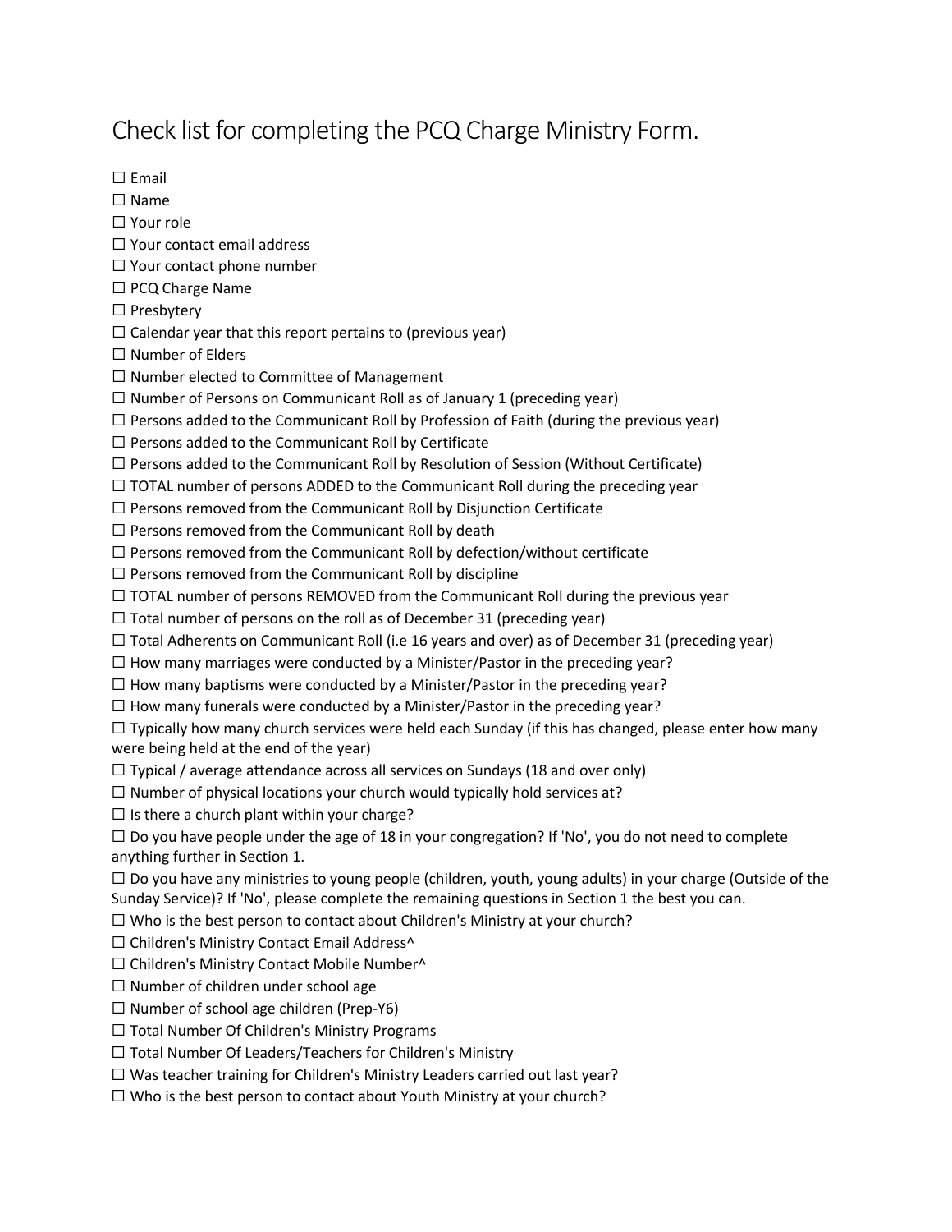# Check list for completing the PCQ Charge Ministry Form.

☐ Email

☐ Name

☐ Your role

☐ Your contact email address

☐ Your contact phone number

☐ PCQ Charge Name

☐ Presbytery

☐ Calendar year that this report pertains to (previous year)

☐ Number of Elders

☐ Number elected to Committee of Management

☐ Number of Persons on Communicant Roll as of January 1 (preceding year)

☐ Persons added to the Communicant Roll by Profession of Faith (during the previous year)

☐ Persons added to the Communicant Roll by Certificate

☐ Persons added to the Communicant Roll by Resolution of Session (Without Certificate)

☐ TOTAL number of persons ADDED to the Communicant Roll during the preceding year

☐ Persons removed from the Communicant Roll by Disjunction Certificate

☐ Persons removed from the Communicant Roll by death

☐ Persons removed from the Communicant Roll by defection/without certificate

☐ Persons removed from the Communicant Roll by discipline

☐ TOTAL number of persons REMOVED from the Communicant Roll during the previous year

☐ Total number of persons on the roll as of December 31 (preceding year)

☐ Total Adherents on Communicant Roll (i.e 16 years and over) as of December 31 (preceding year)

☐ How many marriages were conducted by a Minister/Pastor in the preceding year?

☐ How many baptisms were conducted by a Minister/Pastor in the preceding year?

☐ How many funerals were conducted by a Minister/Pastor in the preceding year?

☐ Typically how many church services were held each Sunday (if this has changed, please enter how many were being held at the end of the year)

☐ Typical / average attendance across all services on Sundays (18 and over only)

☐ Number of physical locations your church would typically hold services at?

☐ Is there a church plant within your charge?

☐ Do you have people under the age of 18 in your congregation? If 'No', you do not need to complete anything further in Section 1.

☐ Do you have any ministries to young people (children, youth, young adults) in your charge (Outside of the Sunday Service)? If 'No', please complete the remaining questions in Section 1 the best you can.

☐ Who is the best person to contact about Children's Ministry at your church?

☐ Children's Ministry Contact Email Address^

☐ Children's Ministry Contact Mobile Number^

☐ Number of children under school age

☐ Number of school age children (Prep-Y6)

☐ Total Number Of Children's Ministry Programs

☐ Total Number Of Leaders/Teachers for Children's Ministry

☐ Was teacher training for Children's Ministry Leaders carried out last year?

☐ Who is the best person to contact about Youth Ministry at your church?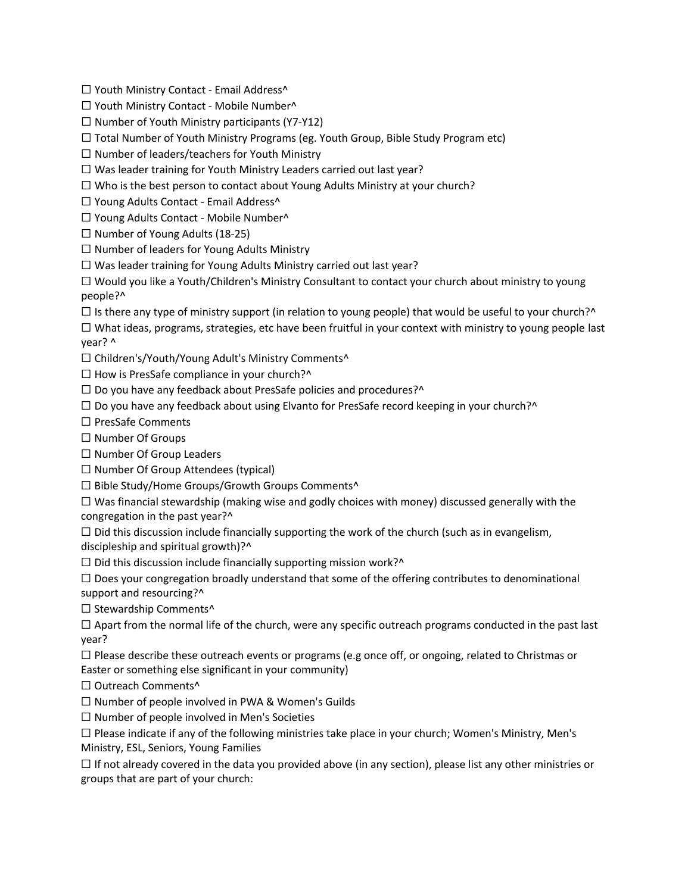☐ Youth Ministry Contact - Email Address^

☐ Youth Ministry Contact - Mobile Number^

☐ Number of Youth Ministry participants (Y7-Y12)

☐ Total Number of Youth Ministry Programs (eg. Youth Group, Bible Study Program etc)

☐ Number of leaders/teachers for Youth Ministry

☐ Was leader training for Youth Ministry Leaders carried out last year?

☐ Who is the best person to contact about Young Adults Ministry at your church?

☐ Young Adults Contact - Email Address^

☐ Young Adults Contact - Mobile Number^

☐ Number of Young Adults (18-25)

☐ Number of leaders for Young Adults Ministry

☐ Was leader training for Young Adults Ministry carried out last year?

☐ Would you like a Youth/Children's Ministry Consultant to contact your church about ministry to young people?^

☐ Is there any type of ministry support (in relation to young people) that would be useful to your church?^

☐ What ideas, programs, strategies, etc have been fruitful in your context with ministry to young people last year? ^

☐ Children's/Youth/Young Adult's Ministry Comments^

☐ How is PresSafe compliance in your church?^

☐ Do you have any feedback about PresSafe policies and procedures?^

☐ Do you have any feedback about using Elvanto for PresSafe record keeping in your church?^

☐ PresSafe Comments

☐ Number Of Groups

☐ Number Of Group Leaders

☐ Number Of Group Attendees (typical)

☐ Bible Study/Home Groups/Growth Groups Comments^

☐ Was financial stewardship (making wise and godly choices with money) discussed generally with the congregation in the past year?^

☐ Did this discussion include financially supporting the work of the church (such as in evangelism, discipleship and spiritual growth)?^

☐ Did this discussion include financially supporting mission work?^

☐ Does your congregation broadly understand that some of the offering contributes to denominational support and resourcing?^

☐ Stewardship Comments^

☐ Apart from the normal life of the church, were any specific outreach programs conducted in the past last year?

☐ Please describe these outreach events or programs (e.g once off, or ongoing, related to Christmas or Easter or something else significant in your community)

☐ Outreach Comments^

☐ Number of people involved in PWA & Women's Guilds

☐ Number of people involved in Men's Societies

☐ Please indicate if any of the following ministries take place in your church; Women's Ministry, Men's Ministry, ESL, Seniors, Young Families

☐ If not already covered in the data you provided above (in any section), please list any other ministries or groups that are part of your church: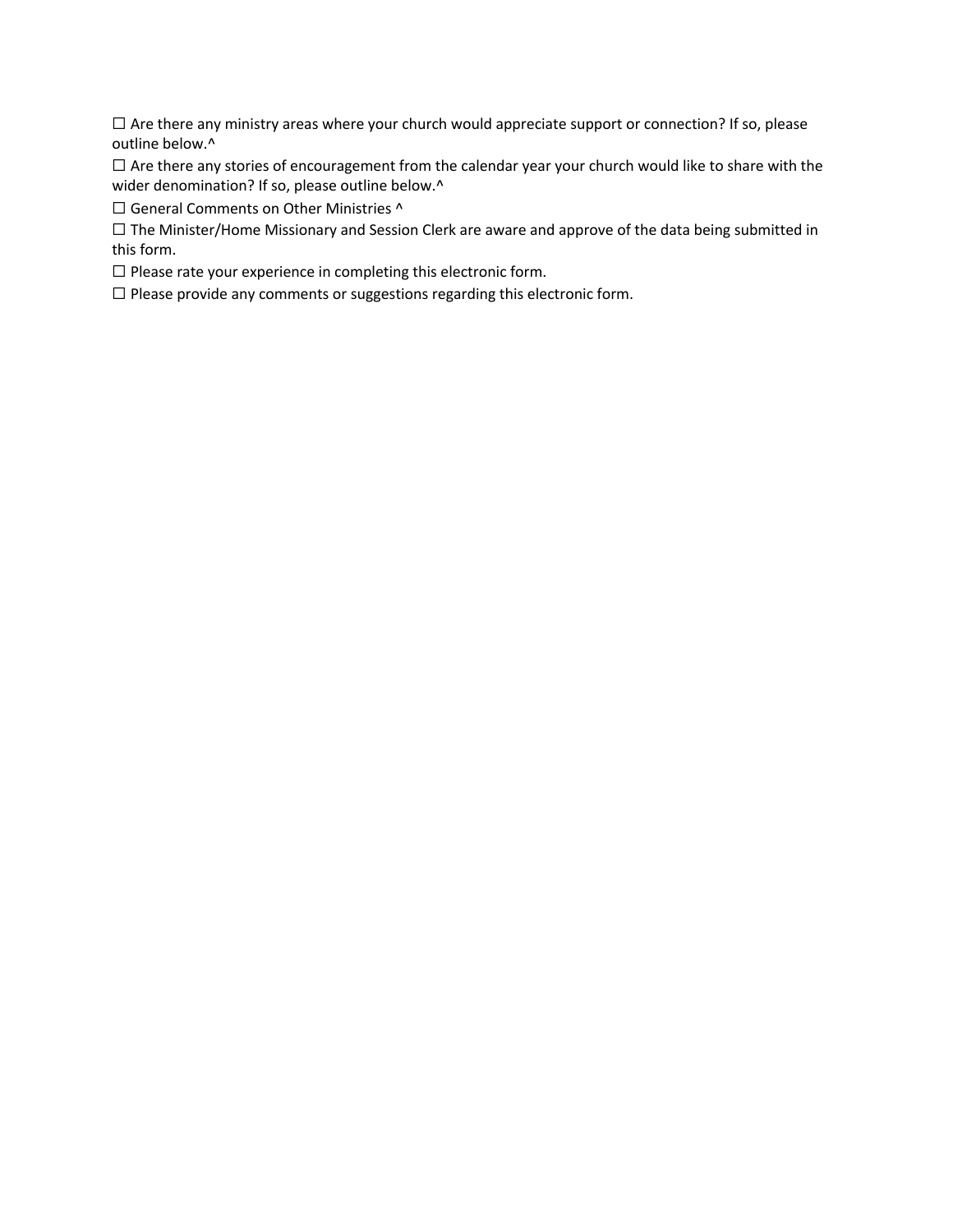☐ Are there any ministry areas where your church would appreciate support or connection? If so, please outline below.^

☐ Are there any stories of encouragement from the calendar year your church would like to share with the wider denomination? If so, please outline below.^

☐ General Comments on Other Ministries ^

☐ The Minister/Home Missionary and Session Clerk are aware and approve of the data being submitted in this form.

☐ Please rate your experience in completing this electronic form.

☐ Please provide any comments or suggestions regarding this electronic form.